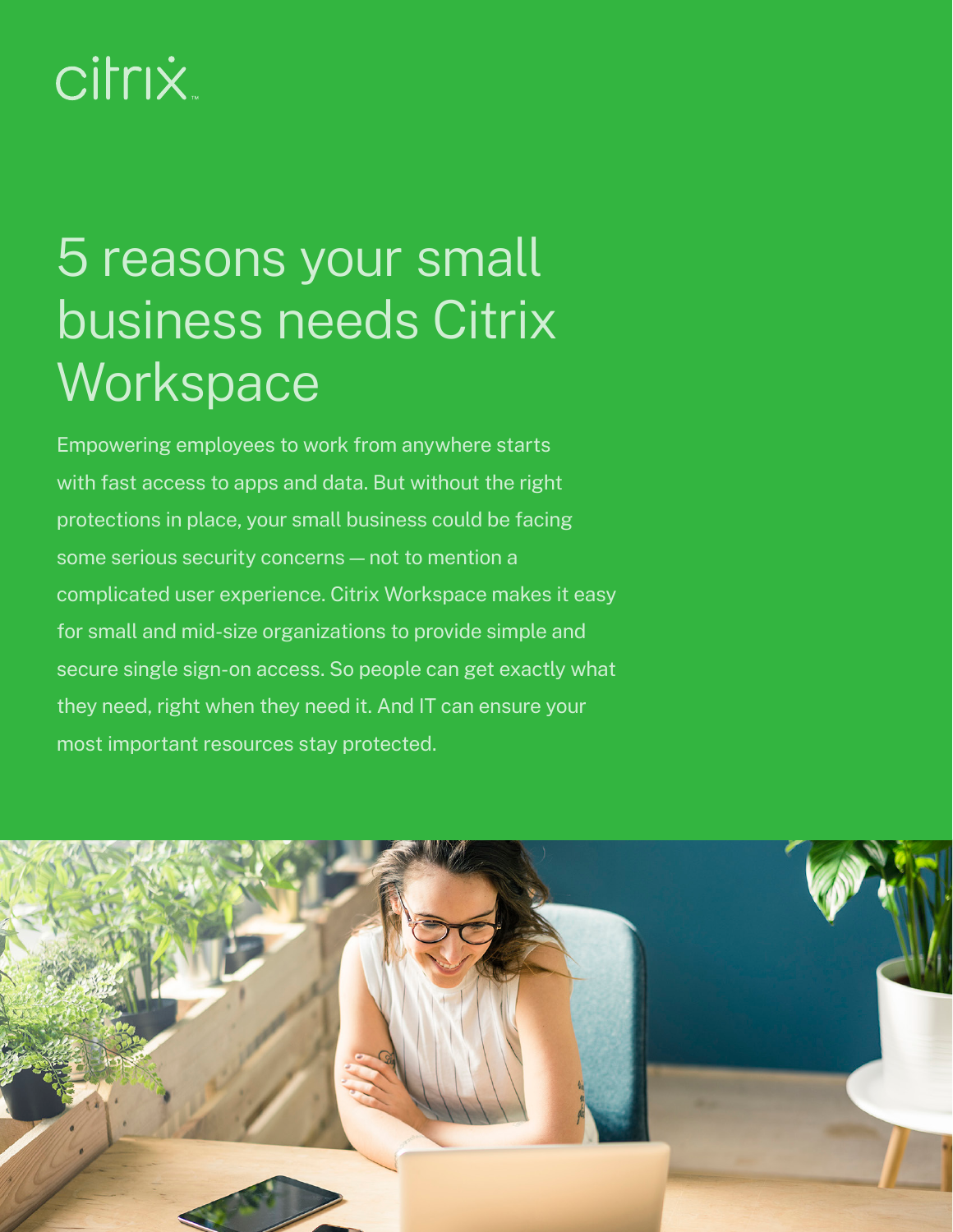citrix

# 5 reasons your small business needs Citrix Workspace

Empowering employees to work from anywhere starts with fast access to apps and data. But without the right protections in place, your small business could be facing some serious security concerns — not to mention a complicated user experience. Citrix Workspace makes it easy for small and mid-size organizations to provide simple and secure single sign-on access. So people can get exactly what they need, right when they need it. And IT can ensure your most important resources stay protected.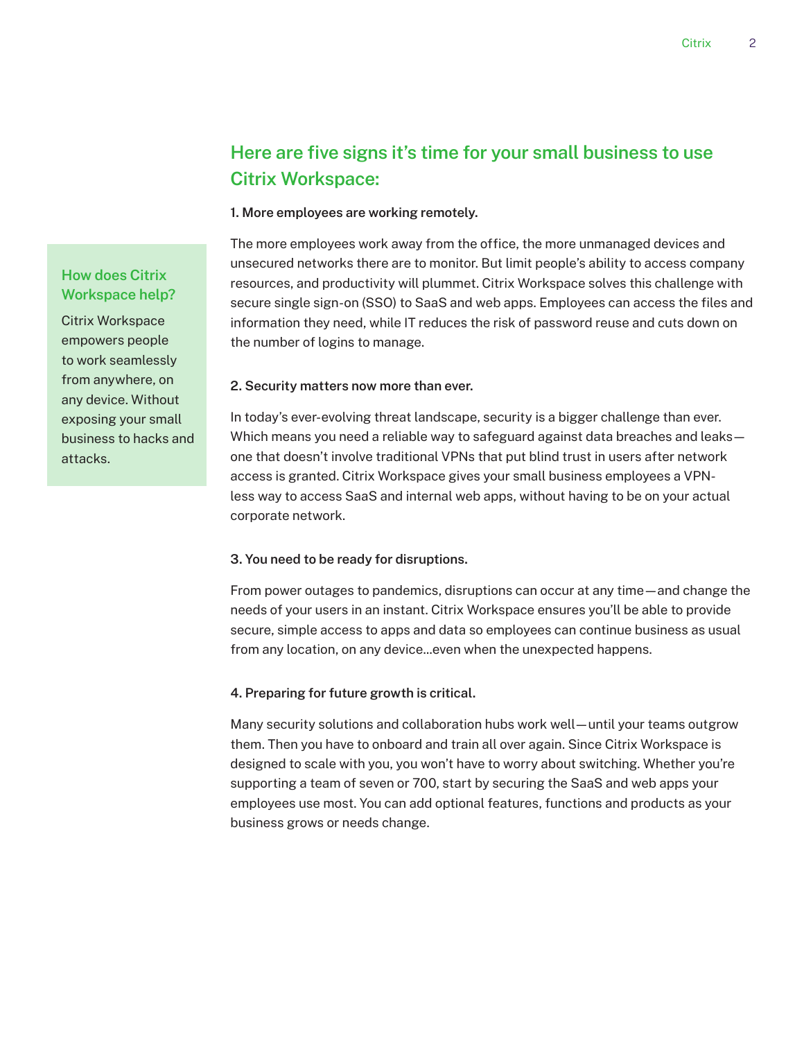## Here are five signs it's time for your small business to use Citrix Workspace:

**1. More employees are working remotely.**

The more employees work away from the office, the more unmanaged devices and unsecured networks there are to monitor. But limit people's ability to access company resources, and productivity will plummet. Citrix Workspace solves this challenge with secure single sign-on (SSO) to SaaS and web apps. Employees can access the files and information they need, while IT reduces the risk of password reuse and cuts down on the number of logins to manage.

**2. Security matters now more than ever.**

In today's ever-evolving threat landscape, security is a bigger challenge than ever. Which means you need a reliable way to safeguard against data breaches and leaks—one that doesn't involve traditional VPNs that put blind trust in users after network access is granted. Citrix Workspace gives your small business employees a VPN-less way to access SaaS and internal web apps, without having to be on your actual corporate network.

**3. You need to be ready for disruptions.**

From power outages to pandemics, disruptions can occur at any time—and change the needs of your users in an instant. Citrix Workspace ensures you'll be able to provide secure, simple access to apps and data so employees can continue business as usual from any location, on any device...even when the unexpected happens.

**4. Preparing for future growth is critical.**

Many security solutions and collaboration hubs work well—until your teams outgrow them. Then you have to onboard and train all over again. Since Citrix Workspace is designed to scale with you, you won't have to worry about switching. Whether you're supporting a team of seven or 700, start by securing the SaaS and web apps your employees use most. You can add optional features, functions and products as your business grows or needs change.

### How does Citrix Workspace help?

Citrix Workspace empowers people to work seamlessly from anywhere, on any device. Without exposing your small business to hacks and attacks.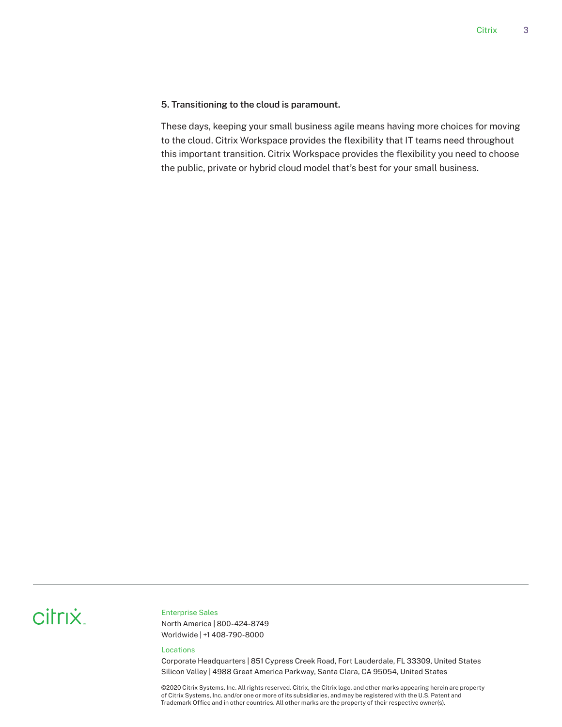**5. Transitioning to the cloud is paramount.**

These days, keeping your small business agile means having more choices for moving to the cloud. Citrix Workspace provides the flexibility that IT teams need throughout this important transition. Citrix Workspace provides the flexibility you need to choose the public, private or hybrid cloud model that's best for your small business.

Enterprise Sales

North America | 800-424-8749

Worldwide | +1 408-790-8000

Locations

Corporate Headquarters | 851 Cypress Creek Road, Fort Lauderdale, FL 33309, United States

Silicon Valley | 4988 Great America Parkway, Santa Clara, CA 95054, United States

©2020 Citrix Systems, Inc. All rights reserved. Citrix, the Citrix logo, and other marks appearing herein are property of Citrix Systems, Inc. and/or one or more of its subsidiaries, and may be registered with the U.S. Patent and Trademark Office and in other countries. All other marks are the property of their respective owner(s).